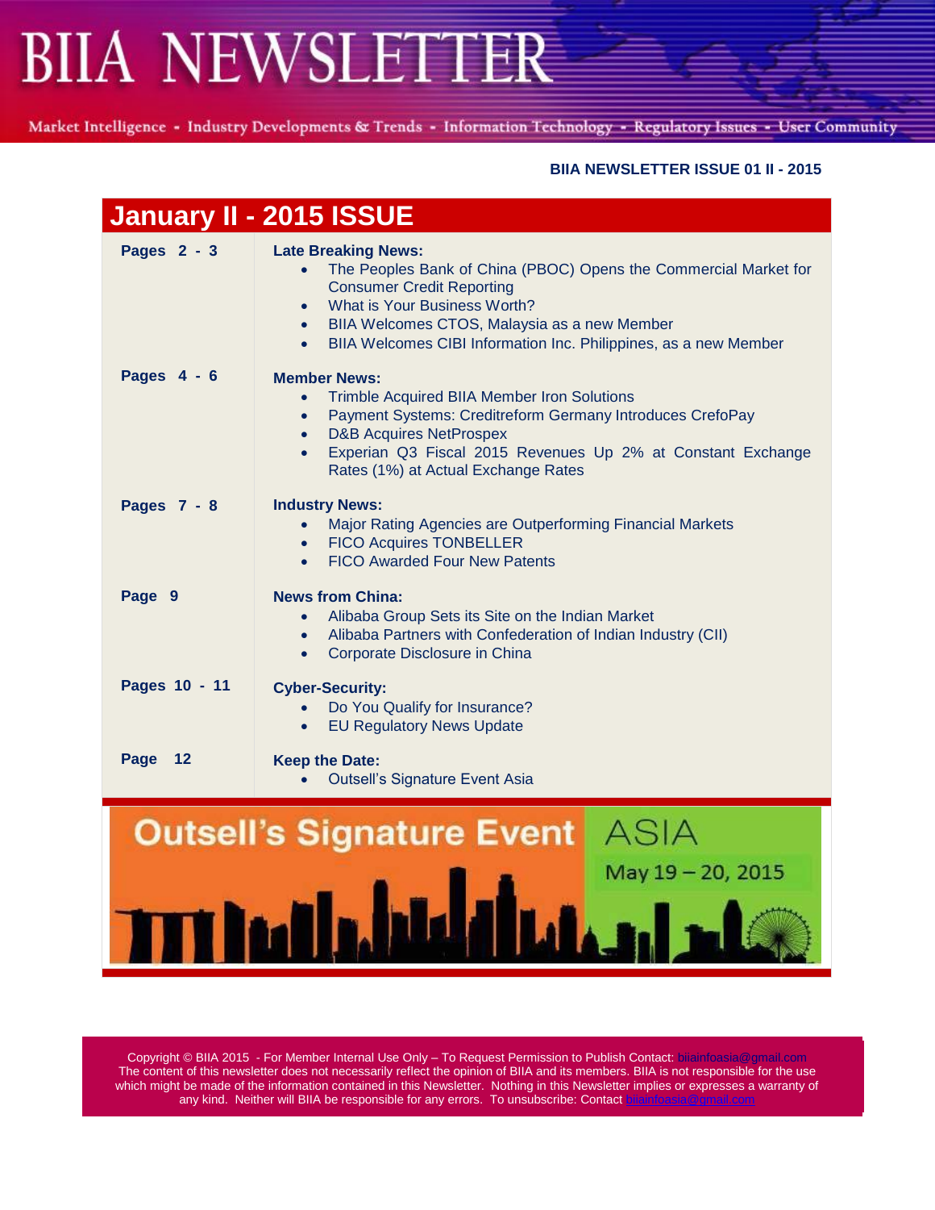# BIIA NEWSLETTER

Market Intelligence - Industry Developments & Trends - Information Technology - Regulatory Issues - User Community

**BIIA NEWSLETTER ISSUE 01 II - 2015**

## January II - 2015 ISSUE

| | |
|---|---|
| **Pages 2 - 3** | **Late Breaking News:**<br>• The Peoples Bank of China (PBOC) Opens the Commercial Market for Consumer Credit Reporting<br>• What is Your Business Worth?<br>• BIIA Welcomes CTOS, Malaysia as a new Member<br>• BIIA Welcomes CIBI Information Inc. Philippines, as a new Member |
| **Pages 4 - 6** | **Member News:**<br>• Trimble Acquired BIIA Member Iron Solutions<br>• Payment Systems: Creditreform Germany Introduces CrefoPay<br>• D&B Acquires NetProspex<br>• Experian Q3 Fiscal 2015 Revenues Up 2% at Constant Exchange Rates (1%) at Actual Exchange Rates |
| **Pages 7 - 8** | **Industry News:**<br>• Major Rating Agencies are Outperforming Financial Markets<br>• FICO Acquires TONBELLER<br>• FICO Awarded Four New Patents |
| **Page 9** | **News from China:**<br>• Alibaba Group Sets its Site on the Indian Market<br>• Alibaba Partners with Confederation of Indian Industry (CII)<br>• Corporate Disclosure in China |
| **Pages 10 - 11** | **Cyber-Security:**<br>• Do You Qualify for Insurance?<br>• EU Regulatory News Update |
| **Page 12** | **Keep the Date:**<br>• Outsell's Signature Event Asia |

Outsell's Signature Event ASIA

May 19 – 20, 2015

Copyright © BIIA 2015 - For Member Internal Use Only – To Request Permission to Publish Contact: biiainfoasia@gmail.com
The content of this newsletter does not necessarily reflect the opinion of BIIA and its members. BIIA is not responsible for the use which might be made of the information contained in this Newsletter. Nothing in this Newsletter implies or expresses a warranty of any kind. Neither will BIIA be responsible for any errors. To unsubscribe: Contact biiainfoasia@gmail.com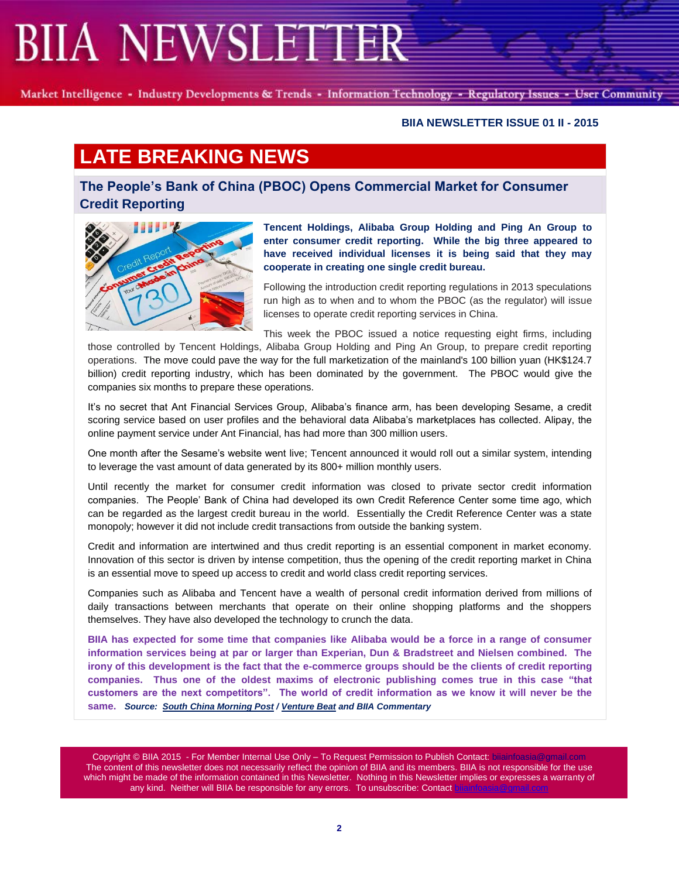# LATE BREAKING NEWS

## The People's Bank of China (PBOC) Opens Commercial Market for Consumer Credit Reporting

**Tencent Holdings, Alibaba Group Holding and Ping An Group to enter consumer credit reporting. While the big three appeared to have received individual licenses it is being said that they may cooperate in creating one single credit bureau.**

Following the introduction credit reporting regulations in 2013 speculations run high as to when and to whom the PBOC (as the regulator) will issue licenses to operate credit reporting services in China.

This week the PBOC issued a notice requesting eight firms, including those controlled by Tencent Holdings, Alibaba Group Holding and Ping An Group, to prepare credit reporting operations. The move could pave the way for the full marketization of the mainland's 100 billion yuan (HK$124.7 billion) credit reporting industry, which has been dominated by the government. The PBOC would give the companies six months to prepare these operations.

It's no secret that Ant Financial Services Group, Alibaba's finance arm, has been developing Sesame, a credit scoring service based on user profiles and the behavioral data Alibaba's marketplaces has collected. Alipay, the online payment service under Ant Financial, has had more than 300 million users.

One month after the Sesame's website went live; Tencent announced it would roll out a similar system, intending to leverage the vast amount of data generated by its 800+ million monthly users.

Until recently the market for consumer credit information was closed to private sector credit information companies. The People' Bank of China had developed its own Credit Reference Center some time ago, which can be regarded as the largest credit bureau in the world. Essentially the Credit Reference Center was a state monopoly; however it did not include credit transactions from outside the banking system.

Credit and information are intertwined and thus credit reporting is an essential component in market economy. Innovation of this sector is driven by intense competition, thus the opening of the credit reporting market in China is an essential move to speed up access to credit and world class credit reporting services.

Companies such as Alibaba and Tencent have a wealth of personal credit information derived from millions of daily transactions between merchants that operate on their online shopping platforms and the shoppers themselves. They have also developed the technology to crunch the data.

**BIIA has expected for some time that companies like Alibaba would be a force in a range of consumer information services being at par or larger than Experian, Dun & Bradstreet and Nielsen combined. The irony of this development is the fact that the e-commerce groups should be the clients of credit reporting companies. Thus one of the oldest maxims of electronic publishing comes true in this case "that customers are the next competitors". The world of credit information as we know it will never be the same.** ***Source: South China Morning Post / Venture Beat and BIIA Commentary***

Copyright © BIIA 2015 - For Member Internal Use Only – To Request Permission to Publish Contact: biiainfoasia@gmail.com
The content of this newsletter does not necessarily reflect the opinion of BIIA and its members. BIIA is not responsible for the use which might be made of the information contained in this Newsletter. Nothing in this Newsletter implies or expresses a warranty of any kind. Neither will BIIA be responsible for any errors. To unsubscribe: Contact biiainfoasia@gmail.com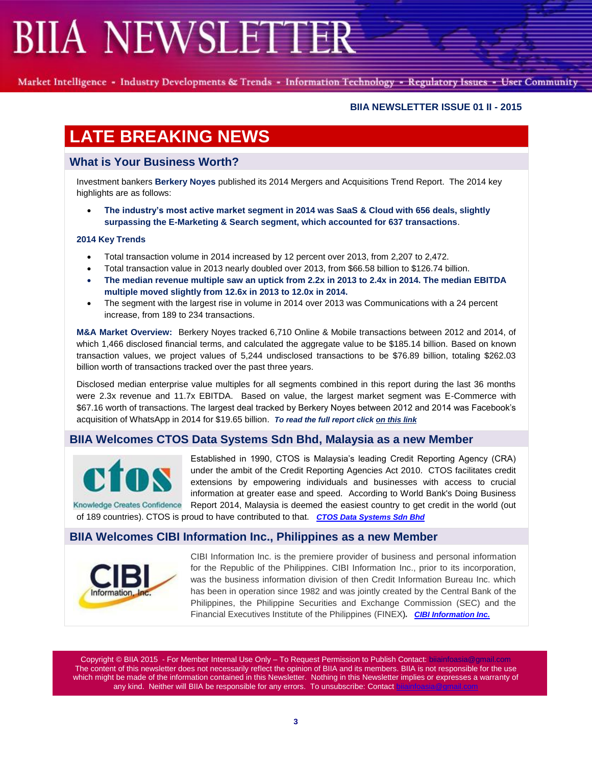**BIIA NEWSLETTER ISSUE 01 II - 2015**

# LATE BREAKING NEWS

## What is Your Business Worth?

Investment bankers **Berkery Noyes** published its 2014 Mergers and Acquisitions Trend Report. The 2014 key highlights are as follows:

- **The industry's most active market segment in 2014 was SaaS & Cloud with 656 deals, slightly surpassing the E-Marketing & Search segment, which accounted for 637 transactions**.

**2014 Key Trends**

- Total transaction volume in 2014 increased by 12 percent over 2013, from 2,207 to 2,472.
- Total transaction value in 2013 nearly doubled over 2013, from $66.58 billion to $126.74 billion.
- **The median revenue multiple saw an uptick from 2.2x in 2013 to 2.4x in 2014. The median EBITDA multiple moved slightly from 12.6x in 2013 to 12.0x in 2014.**
- The segment with the largest rise in volume in 2014 over 2013 was Communications with a 24 percent increase, from 189 to 234 transactions.

**M&A Market Overview:** Berkery Noyes tracked 6,710 Online & Mobile transactions between 2012 and 2014, of which 1,466 disclosed financial terms, and calculated the aggregate value to be $185.14 billion. Based on known transaction values, we project values of 5,244 undisclosed transactions to be $76.89 billion, totaling $262.03 billion worth of transactions tracked over the past three years.

Disclosed median enterprise value multiples for all segments combined in this report during the last 36 months were 2.3x revenue and 11.7x EBITDA. Based on value, the largest market segment was E-Commerce with $67.16 worth of transactions. The largest deal tracked by Berkery Noyes between 2012 and 2014 was Facebook's acquisition of WhatsApp in 2014 for $19.65 billion. ***To read the full report click on this link***

## BIIA Welcomes CTOS Data Systems Sdn Bhd, Malaysia as a new Member

Established in 1990, CTOS is Malaysia's leading Credit Reporting Agency (CRA) under the ambit of the Credit Reporting Agencies Act 2010. CTOS facilitates credit extensions by empowering individuals and businesses with access to crucial information at greater ease and speed. According to World Bank's Doing Business Report 2014, Malaysia is deemed the easiest country to get credit in the world (out of 189 countries). CTOS is proud to have contributed to that. ***CTOS Data Systems Sdn Bhd***

## BIIA Welcomes CIBI Information Inc., Philippines as a new Member

CIBI Information Inc. is the premiere provider of business and personal information for the Republic of the Philippines. CIBI Information Inc., prior to its incorporation, was the business information division of then Credit Information Bureau Inc. which has been in operation since 1982 and was jointly created by the Central Bank of the Philippines, the Philippine Securities and Exchange Commission (SEC) and the Financial Executives Institute of the Philippines (FINEX). ***CIBI Information Inc.***

Copyright © BIIA 2015 - For Member Internal Use Only – To Request Permission to Publish Contact: biiainfoasia@gmail.com
The content of this newsletter does not necessarily reflect the opinion of BIIA and its members. BIIA is not responsible for the use which might be made of the information contained in this Newsletter. Nothing in this Newsletter implies or expresses a warranty of any kind. Neither will BIIA be responsible for any errors. To unsubscribe: Contact biiainfoasia@gmail.com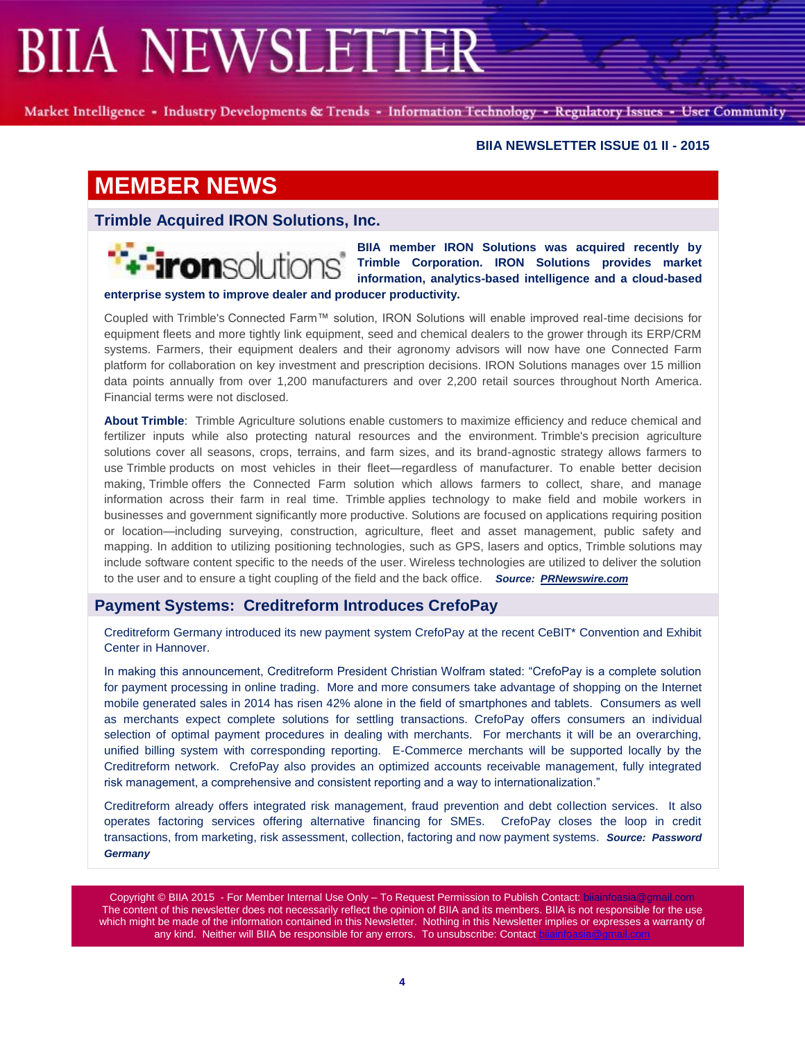## MEMBER NEWS

### Trimble Acquired IRON Solutions, Inc.

**BIIA member IRON Solutions was acquired recently by Trimble Corporation. IRON Solutions provides market information, analytics-based intelligence and a cloud-based enterprise system to improve dealer and producer productivity.**

Coupled with Trimble's Connected Farm™ solution, IRON Solutions will enable improved real-time decisions for equipment fleets and more tightly link equipment, seed and chemical dealers to the grower through its ERP/CRM systems. Farmers, their equipment dealers and their agronomy advisors will now have one Connected Farm platform for collaboration on key investment and prescription decisions. IRON Solutions manages over 15 million data points annually from over 1,200 manufacturers and over 2,200 retail sources throughout North America. Financial terms were not disclosed.

**About Trimble**: Trimble Agriculture solutions enable customers to maximize efficiency and reduce chemical and fertilizer inputs while also protecting natural resources and the environment. Trimble's precision agriculture solutions cover all seasons, crops, terrains, and farm sizes, and its brand-agnostic strategy allows farmers to use Trimble products on most vehicles in their fleet—regardless of manufacturer. To enable better decision making, Trimble offers the Connected Farm solution which allows farmers to collect, share, and manage information across their farm in real time. Trimble applies technology to make field and mobile workers in businesses and government significantly more productive. Solutions are focused on applications requiring position or location—including surveying, construction, agriculture, fleet and asset management, public safety and mapping. In addition to utilizing positioning technologies, such as GPS, lasers and optics, Trimble solutions may include software content specific to the needs of the user. Wireless technologies are utilized to deliver the solution to the user and to ensure a tight coupling of the field and the back office. ***Source: PRNewswire.com***

### Payment Systems: Creditreform Introduces CrefoPay

Creditreform Germany introduced its new payment system CrefoPay at the recent CeBIT* Convention and Exhibit Center in Hannover.

In making this announcement, Creditreform President Christian Wolfram stated: "CrefoPay is a complete solution for payment processing in online trading. More and more consumers take advantage of shopping on the Internet mobile generated sales in 2014 has risen 42% alone in the field of smartphones and tablets. Consumers as well as merchants expect complete solutions for settling transactions. CrefoPay offers consumers an individual selection of optimal payment procedures in dealing with merchants. For merchants it will be an overarching, unified billing system with corresponding reporting. E-Commerce merchants will be supported locally by the Creditreform network. CrefoPay also provides an optimized accounts receivable management, fully integrated risk management, a comprehensive and consistent reporting and a way to internationalization."

Creditreform already offers integrated risk management, fraud prevention and debt collection services. It also operates factoring services offering alternative financing for SMEs. CrefoPay closes the loop in credit transactions, from marketing, risk assessment, collection, factoring and now payment systems. ***Source: Password Germany***

Copyright © BIIA 2015 - For Member Internal Use Only – To Request Permission to Publish Contact: biiainfoasia@gmail.com
The content of this newsletter does not necessarily reflect the opinion of BIIA and its members. BIIA is not responsible for the use which might be made of the information contained in this Newsletter. Nothing in this Newsletter implies or expresses a warranty of any kind. Neither will BIIA be responsible for any errors. To unsubscribe: Contact biiainfoasia@gmail.com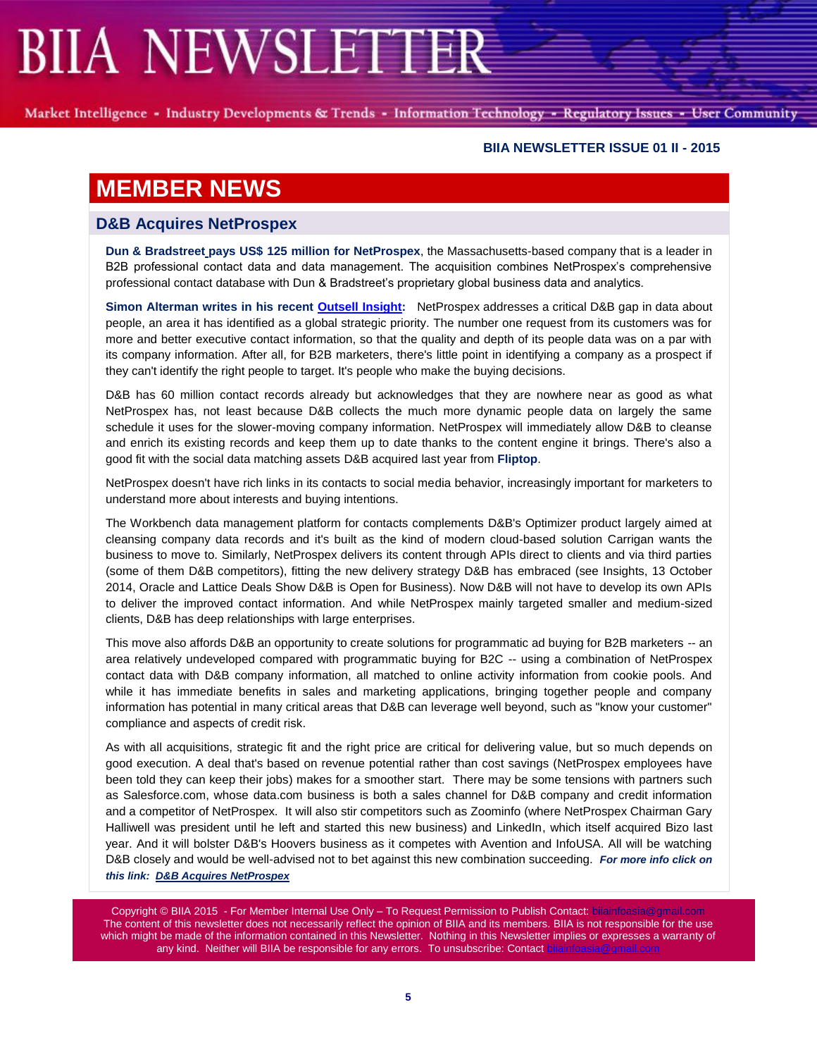# MEMBER NEWS

## D&B Acquires NetProspex

**Dun & Bradstreet pays US$ 125 million for NetProspex**, the Massachusetts-based company that is a leader in B2B professional contact data and data management. The acquisition combines NetProspex's comprehensive professional contact database with Dun & Bradstreet's proprietary global business data and analytics.

**Simon Alterman writes in his recent Outsell Insight:** NetProspex addresses a critical D&B gap in data about people, an area it has identified as a global strategic priority. The number one request from its customers was for more and better executive contact information, so that the quality and depth of its people data was on a par with its company information. After all, for B2B marketers, there's little point in identifying a company as a prospect if they can't identify the right people to target. It's people who make the buying decisions.

D&B has 60 million contact records already but acknowledges that they are nowhere near as good as what NetProspex has, not least because D&B collects the much more dynamic people data on largely the same schedule it uses for the slower-moving company information. NetProspex will immediately allow D&B to cleanse and enrich its existing records and keep them up to date thanks to the content engine it brings. There's also a good fit with the social data matching assets D&B acquired last year from **Fliptop**.

NetProspex doesn't have rich links in its contacts to social media behavior, increasingly important for marketers to understand more about interests and buying intentions.

The Workbench data management platform for contacts complements D&B's Optimizer product largely aimed at cleansing company data records and it's built as the kind of modern cloud-based solution Carrigan wants the business to move to. Similarly, NetProspex delivers its content through APIs direct to clients and via third parties (some of them D&B competitors), fitting the new delivery strategy D&B has embraced (see Insights, 13 October 2014, Oracle and Lattice Deals Show D&B is Open for Business). Now D&B will not have to develop its own APIs to deliver the improved contact information. And while NetProspex mainly targeted smaller and medium-sized clients, D&B has deep relationships with large enterprises.

This move also affords D&B an opportunity to create solutions for programmatic ad buying for B2B marketers -- an area relatively undeveloped compared with programmatic buying for B2C -- using a combination of NetProspex contact data with D&B company information, all matched to online activity information from cookie pools. And while it has immediate benefits in sales and marketing applications, bringing together people and company information has potential in many critical areas that D&B can leverage well beyond, such as "know your customer" compliance and aspects of credit risk.

As with all acquisitions, strategic fit and the right price are critical for delivering value, but so much depends on good execution. A deal that's based on revenue potential rather than cost savings (NetProspex employees have been told they can keep their jobs) makes for a smoother start. There may be some tensions with partners such as Salesforce.com, whose data.com business is both a sales channel for D&B company and credit information and a competitor of NetProspex. It will also stir competitors such as Zoominfo (where NetProspex Chairman Gary Halliwell was president until he left and started this new business) and LinkedIn, which itself acquired Bizo last year. And it will bolster D&B's Hoovers business as it competes with Avention and InfoUSA. All will be watching D&B closely and would be well-advised not to bet against this new combination succeeding. ***For more info click on this link: D&B Acquires NetProspex***

Copyright © BIIA 2015 - For Member Internal Use Only – To Request Permission to Publish Contact: biiainfoasia@gmail.com
The content of this newsletter does not necessarily reflect the opinion of BIIA and its members. BIIA is not responsible for the use which might be made of the information contained in this Newsletter. Nothing in this Newsletter implies or expresses a warranty of any kind. Neither will BIIA be responsible for any errors. To unsubscribe: Contact biiainfoasia@gmail.com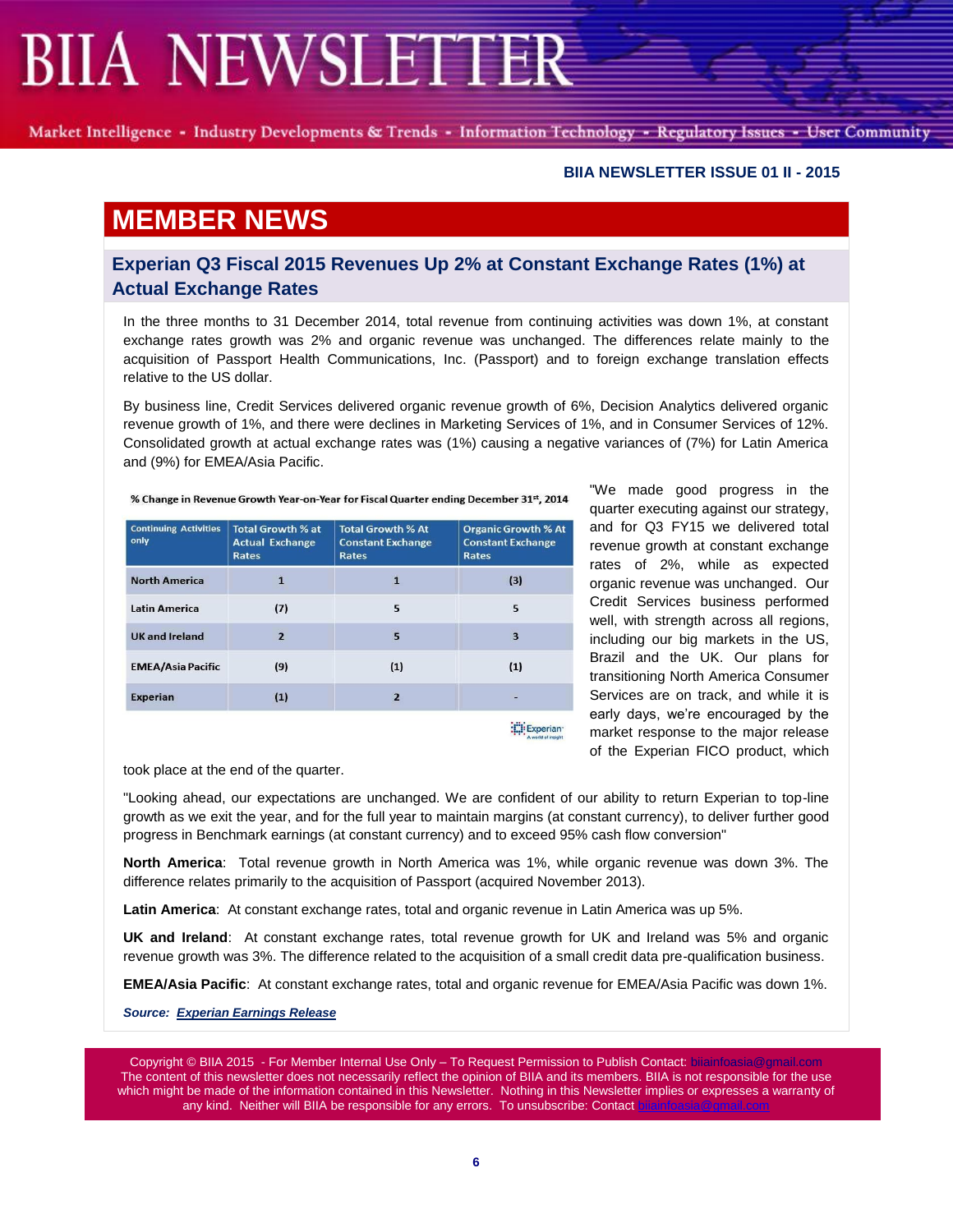**BIIA NEWSLETTER ISSUE 01 II - 2015**

# MEMBER NEWS

## Experian Q3 Fiscal 2015 Revenues Up 2% at Constant Exchange Rates (1%) at Actual Exchange Rates

In the three months to 31 December 2014, total revenue from continuing activities was down 1%, at constant exchange rates growth was 2% and organic revenue was unchanged. The differences relate mainly to the acquisition of Passport Health Communications, Inc. (Passport) and to foreign exchange translation effects relative to the US dollar.

By business line, Credit Services delivered organic revenue growth of 6%, Decision Analytics delivered organic revenue growth of 1%, and there were declines in Marketing Services of 1%, and in Consumer Services of 12%. Consolidated growth at actual exchange rates was (1%) causing a negative variances of (7%) for Latin America and (9%) for EMEA/Asia Pacific.

% Change in Revenue Growth Year-on-Year for Fiscal Quarter ending December 31st, 2014

| Continuing Activities only | Total Growth % at Actual Exchange Rates | Total Growth % At Constant Exchange Rates | Organic Growth % At Constant Exchange Rates |
|---|---|---|---|
| North America | 1 | 1 | (3) |
| Latin America | (7) | 5 | 5 |
| UK and Ireland | 2 | 5 | 3 |
| EMEA/Asia Pacific | (9) | (1) | (1) |
| Experian | (1) | 2 | - |

"We made good progress in the quarter executing against our strategy, and for Q3 FY15 we delivered total revenue growth at constant exchange rates of 2%, while as expected organic revenue was unchanged. Our Credit Services business performed well, with strength across all regions, including our big markets in the US, Brazil and the UK. Our plans for transitioning North America Consumer Services are on track, and while it is early days, we're encouraged by the market response to the major release of the Experian FICO product, which took place at the end of the quarter.

"Looking ahead, our expectations are unchanged. We are confident of our ability to return Experian to top-line growth as we exit the year, and for the full year to maintain margins (at constant currency), to deliver further good progress in Benchmark earnings (at constant currency) and to exceed 95% cash flow conversion"

**North America**: Total revenue growth in North America was 1%, while organic revenue was down 3%. The difference relates primarily to the acquisition of Passport (acquired November 2013).

**Latin America**: At constant exchange rates, total and organic revenue in Latin America was up 5%.

**UK and Ireland**: At constant exchange rates, total revenue growth for UK and Ireland was 5% and organic revenue growth was 3%. The difference related to the acquisition of a small credit data pre-qualification business.

**EMEA/Asia Pacific**: At constant exchange rates, total and organic revenue for EMEA/Asia Pacific was down 1%.

***Source: Experian Earnings Release***

Copyright © BIIA 2015 - For Member Internal Use Only – To Request Permission to Publish Contact: biiainfoasia@gmail.com
The content of this newsletter does not necessarily reflect the opinion of BIIA and its members. BIIA is not responsible for the use which might be made of the information contained in this Newsletter. Nothing in this Newsletter implies or expresses a warranty of any kind. Neither will BIIA be responsible for any errors. To unsubscribe: Contact biiainfoasia@gmail.com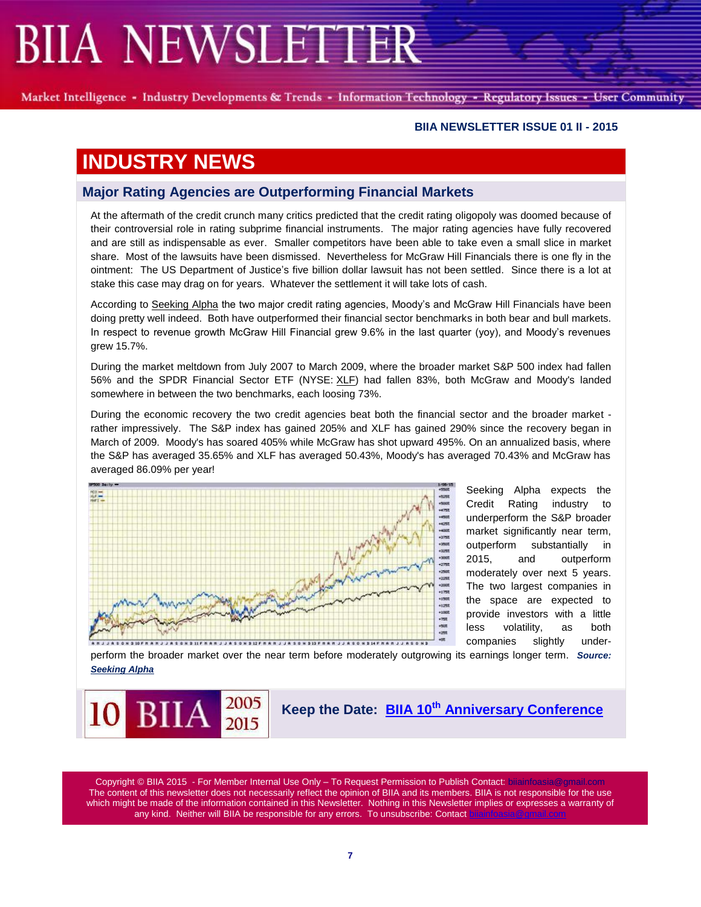## INDUSTRY NEWS

### Major Rating Agencies are Outperforming Financial Markets

At the aftermath of the credit crunch many critics predicted that the credit rating oligopoly was doomed because of their controversial role in rating subprime financial instruments. The major rating agencies have fully recovered and are still as indispensable as ever. Smaller competitors have been able to take even a small slice in market share. Most of the lawsuits have been dismissed. Nevertheless for McGraw Hill Financials there is one fly in the ointment: The US Department of Justice's five billion dollar lawsuit has not been settled. Since there is a lot at stake this case may drag on for years. Whatever the settlement it will take lots of cash.

According to Seeking Alpha the two major credit rating agencies, Moody's and McGraw Hill Financials have been doing pretty well indeed. Both have outperformed their financial sector benchmarks in both bear and bull markets. In respect to revenue growth McGraw Hill Financial grew 9.6% in the last quarter (yoy), and Moody's revenues grew 15.7%.

During the market meltdown from July 2007 to March 2009, where the broader market S&P 500 index had fallen 56% and the SPDR Financial Sector ETF (NYSE: XLF) had fallen 83%, both McGraw and Moody's landed somewhere in between the two benchmarks, each loosing 73%.

During the economic recovery the two credit agencies beat both the financial sector and the broader market - rather impressively. The S&P index has gained 205% and XLF has gained 290% since the recovery began in March of 2009. Moody's has soared 405% while McGraw has shot upward 495%. On an annualized basis, where the S&P has averaged 35.65% and XLF has averaged 50.43%, Moody's has averaged 70.43% and McGraw has averaged 86.09% per year!

Seeking Alpha expects the Credit Rating industry to underperform the S&P broader market significantly near term, outperform substantially in 2015, and outperform moderately over next 5 years. The two largest companies in the space are expected to provide investors with a little less volatility, as both companies slightly under-perform the broader market over the near term before moderately outgrowing its earnings longer term. ***Source: Seeking Alpha***

**Keep the Date: BIIA 10th Anniversary Conference**

Copyright © BIIA 2015 - For Member Internal Use Only – To Request Permission to Publish Contact: biiainfoasia@gmail.com
The content of this newsletter does not necessarily reflect the opinion of BIIA and its members. BIIA is not responsible for the use which might be made of the information contained in this Newsletter. Nothing in this Newsletter implies or expresses a warranty of any kind. Neither will BIIA be responsible for any errors. To unsubscribe: Contact biiainfoasia@gmail.com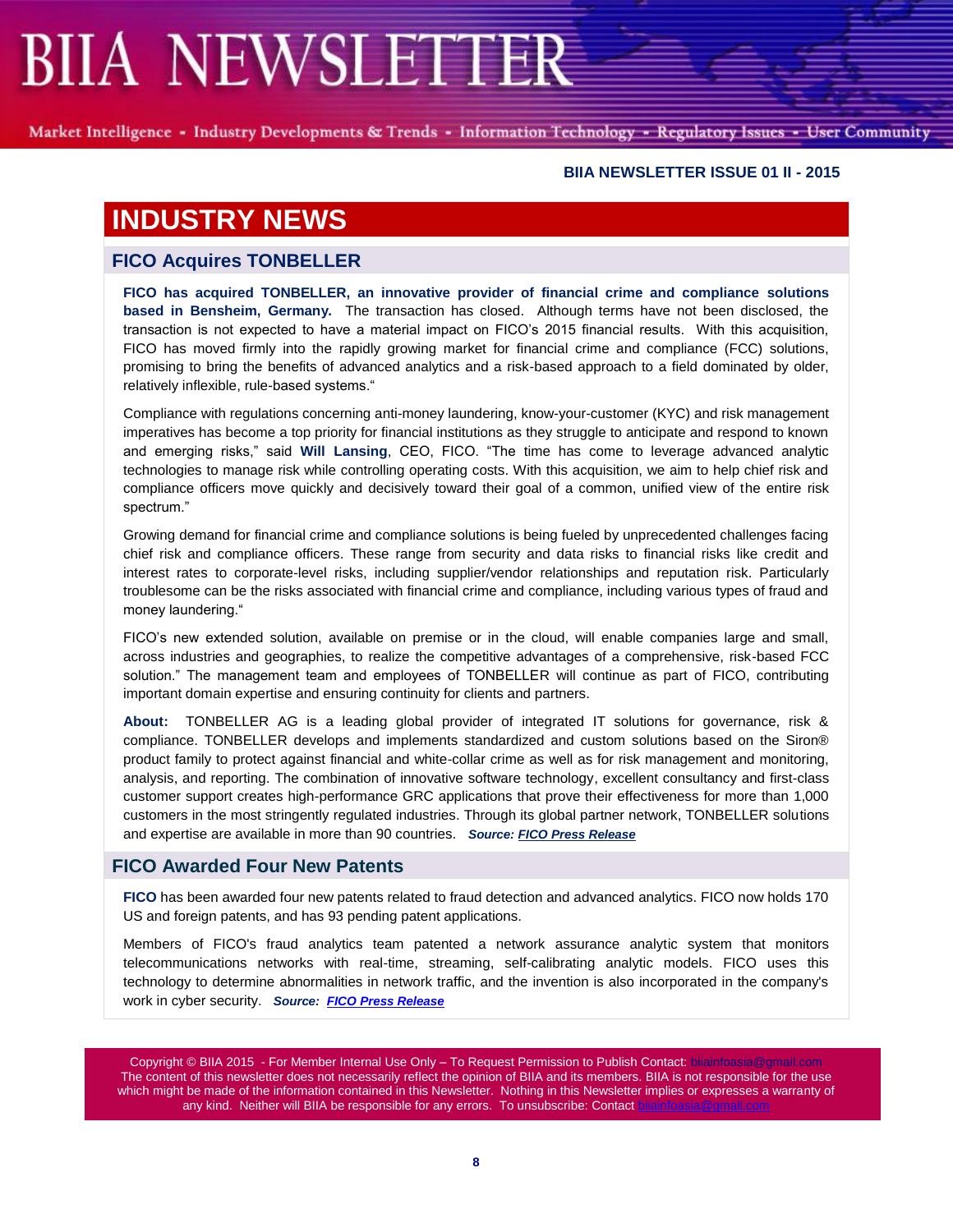# INDUSTRY NEWS

## FICO Acquires TONBELLER

**FICO has acquired TONBELLER, an innovative provider of financial crime and compliance solutions based in Bensheim, Germany.** The transaction has closed. Although terms have not been disclosed, the transaction is not expected to have a material impact on FICO's 2015 financial results. With this acquisition, FICO has moved firmly into the rapidly growing market for financial crime and compliance (FCC) solutions, promising to bring the benefits of advanced analytics and a risk-based approach to a field dominated by older, relatively inflexible, rule-based systems."

Compliance with regulations concerning anti-money laundering, know-your-customer (KYC) and risk management imperatives has become a top priority for financial institutions as they struggle to anticipate and respond to known and emerging risks," said **Will Lansing**, CEO, FICO. "The time has come to leverage advanced analytic technologies to manage risk while controlling operating costs. With this acquisition, we aim to help chief risk and compliance officers move quickly and decisively toward their goal of a common, unified view of the entire risk spectrum."

Growing demand for financial crime and compliance solutions is being fueled by unprecedented challenges facing chief risk and compliance officers. These range from security and data risks to financial risks like credit and interest rates to corporate-level risks, including supplier/vendor relationships and reputation risk. Particularly troublesome can be the risks associated with financial crime and compliance, including various types of fraud and money laundering."

FICO's new extended solution, available on premise or in the cloud, will enable companies large and small, across industries and geographies, to realize the competitive advantages of a comprehensive, risk-based FCC solution." The management team and employees of TONBELLER will continue as part of FICO, contributing important domain expertise and ensuring continuity for clients and partners.

**About:** TONBELLER AG is a leading global provider of integrated IT solutions for governance, risk & compliance. TONBELLER develops and implements standardized and custom solutions based on the Siron® product family to protect against financial and white-collar crime as well as for risk management and monitoring, analysis, and reporting. The combination of innovative software technology, excellent consultancy and first-class customer support creates high-performance GRC applications that prove their effectiveness for more than 1,000 customers in the most stringently regulated industries. Through its global partner network, TONBELLER solutions and expertise are available in more than 90 countries. ***Source: FICO Press Release***

## FICO Awarded Four New Patents

**FICO** has been awarded four new patents related to fraud detection and advanced analytics. FICO now holds 170 US and foreign patents, and has 93 pending patent applications.

Members of FICO's fraud analytics team patented a network assurance analytic system that monitors telecommunications networks with real-time, streaming, self-calibrating analytic models. FICO uses this technology to determine abnormalities in network traffic, and the invention is also incorporated in the company's work in cyber security. ***Source: FICO Press Release***

Copyright © BIIA 2015 - For Member Internal Use Only – To Request Permission to Publish Contact: biiainfoasia@gmail.com
The content of this newsletter does not necessarily reflect the opinion of BIIA and its members. BIIA is not responsible for the use which might be made of the information contained in this Newsletter. Nothing in this Newsletter implies or expresses a warranty of any kind. Neither will BIIA be responsible for any errors. To unsubscribe: Contact biiainfoasia@gmail.com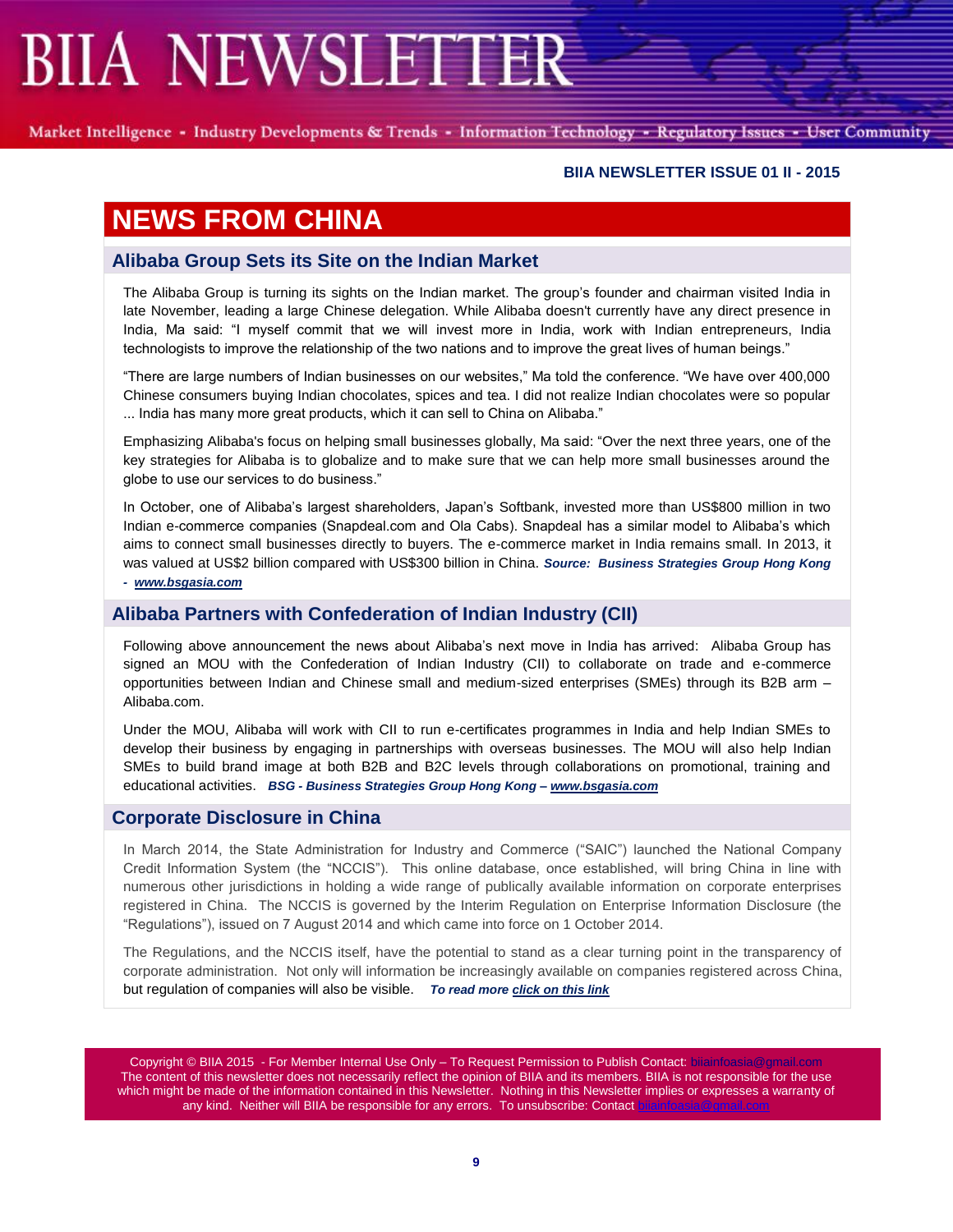# NEWS FROM CHINA

## Alibaba Group Sets its Site on the Indian Market

The Alibaba Group is turning its sights on the Indian market. The group's founder and chairman visited India in late November, leading a large Chinese delegation. While Alibaba doesn't currently have any direct presence in India, Ma said: "I myself commit that we will invest more in India, work with Indian entrepreneurs, India technologists to improve the relationship of the two nations and to improve the great lives of human beings."

"There are large numbers of Indian businesses on our websites," Ma told the conference. "We have over 400,000 Chinese consumers buying Indian chocolates, spices and tea. I did not realize Indian chocolates were so popular ... India has many more great products, which it can sell to China on Alibaba."

Emphasizing Alibaba's focus on helping small businesses globally, Ma said: "Over the next three years, one of the key strategies for Alibaba is to globalize and to make sure that we can help more small businesses around the globe to use our services to do business."

In October, one of Alibaba's largest shareholders, Japan's Softbank, invested more than US$800 million in two Indian e-commerce companies (Snapdeal.com and Ola Cabs). Snapdeal has a similar model to Alibaba's which aims to connect small businesses directly to buyers. The e-commerce market in India remains small. In 2013, it was valued at US$2 billion compared with US$300 billion in China. ***Source: Business Strategies Group Hong Kong - www.bsgasia.com***

## Alibaba Partners with Confederation of Indian Industry (CII)

Following above announcement the news about Alibaba's next move in India has arrived: Alibaba Group has signed an MOU with the Confederation of Indian Industry (CII) to collaborate on trade and e-commerce opportunities between Indian and Chinese small and medium-sized enterprises (SMEs) through its B2B arm – Alibaba.com.

Under the MOU, Alibaba will work with CII to run e-certificates programmes in India and help Indian SMEs to develop their business by engaging in partnerships with overseas businesses. The MOU will also help Indian SMEs to build brand image at both B2B and B2C levels through collaborations on promotional, training and educational activities. ***BSG - Business Strategies Group Hong Kong – www.bsgasia.com***

## Corporate Disclosure in China

In March 2014, the State Administration for Industry and Commerce ("SAIC") launched the National Company Credit Information System (the "NCCIS"). This online database, once established, will bring China in line with numerous other jurisdictions in holding a wide range of publically available information on corporate enterprises registered in China. The NCCIS is governed by the Interim Regulation on Enterprise Information Disclosure (the "Regulations"), issued on 7 August 2014 and which came into force on 1 October 2014.

The Regulations, and the NCCIS itself, have the potential to stand as a clear turning point in the transparency of corporate administration. Not only will information be increasingly available on companies registered across China, but regulation of companies will also be visible. ***To read more click on this link***

Copyright © BIIA 2015 - For Member Internal Use Only – To Request Permission to Publish Contact: biiainfoasia@gmail.com
The content of this newsletter does not necessarily reflect the opinion of BIIA and its members. BIIA is not responsible for the use which might be made of the information contained in this Newsletter. Nothing in this Newsletter implies or expresses a warranty of any kind. Neither will BIIA be responsible for any errors. To unsubscribe: Contact biiainfoasia@gmail.com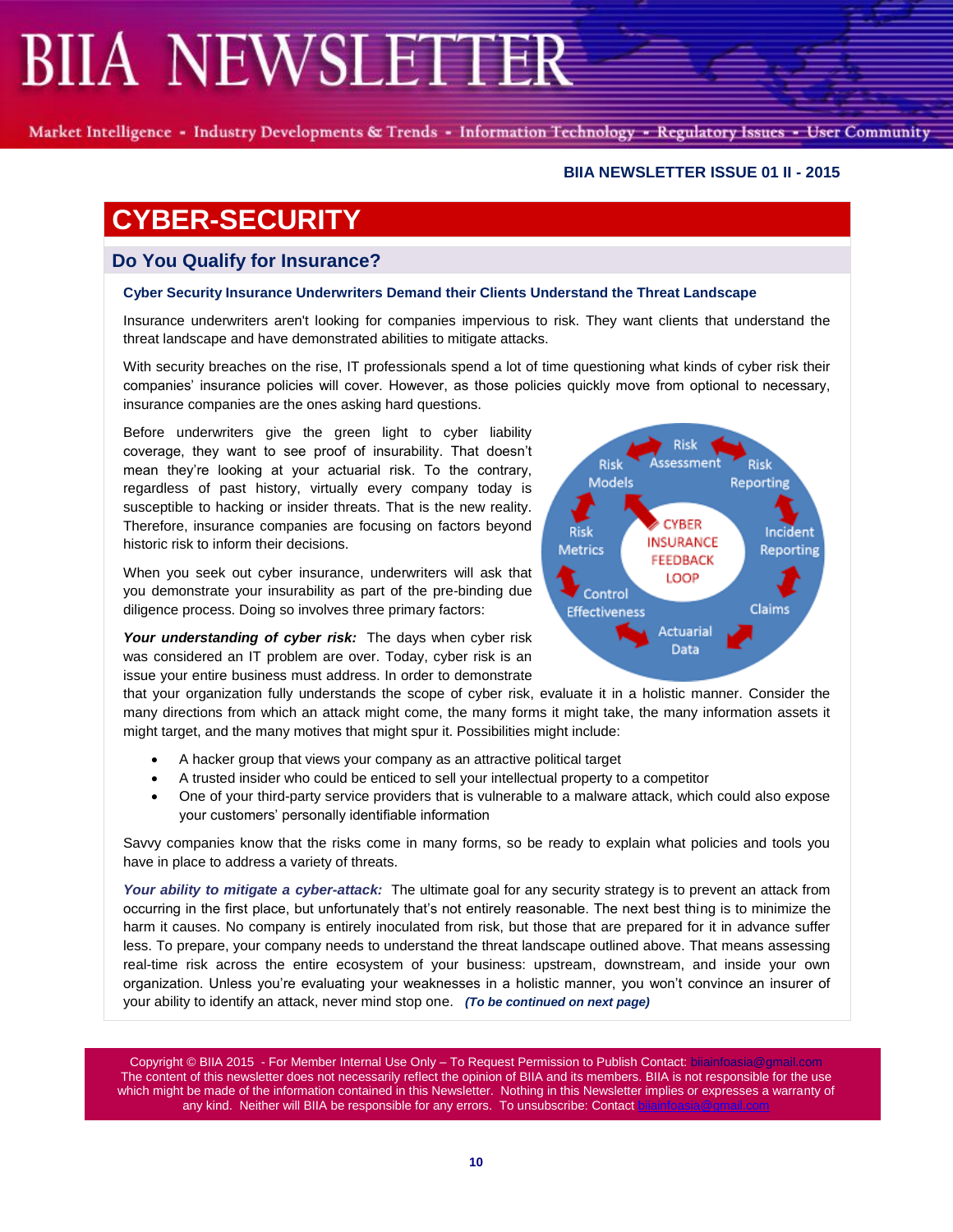# CYBER-SECURITY

## Do You Qualify for Insurance?

### Cyber Security Insurance Underwriters Demand their Clients Understand the Threat Landscape

Insurance underwriters aren't looking for companies impervious to risk. They want clients that understand the threat landscape and have demonstrated abilities to mitigate attacks.

With security breaches on the rise, IT professionals spend a lot of time questioning what kinds of cyber risk their companies' insurance policies will cover. However, as those policies quickly move from optional to necessary, insurance companies are the ones asking hard questions.

Before underwriters give the green light to cyber liability coverage, they want to see proof of insurability. That doesn't mean they're looking at your actuarial risk. To the contrary, regardless of past history, virtually every company today is susceptible to hacking or insider threats. That is the new reality. Therefore, insurance companies are focusing on factors beyond historic risk to inform their decisions.

When you seek out cyber insurance, underwriters will ask that you demonstrate your insurability as part of the pre-binding due diligence process. Doing so involves three primary factors:

***Your understanding of cyber risk:*** The days when cyber risk was considered an IT problem are over. Today, cyber risk is an issue your entire business must address. In order to demonstrate that your organization fully understands the scope of cyber risk, evaluate it in a holistic manner. Consider the many directions from which an attack might come, the many forms it might take, the many information assets it might target, and the many motives that might spur it. Possibilities might include:

- A hacker group that views your company as an attractive political target
- A trusted insider who could be enticed to sell your intellectual property to a competitor
- One of your third-party service providers that is vulnerable to a malware attack, which could also expose your customers' personally identifiable information

Savvy companies know that the risks come in many forms, so be ready to explain what policies and tools you have in place to address a variety of threats.

***Your ability to mitigate a cyber-attack:*** The ultimate goal for any security strategy is to prevent an attack from occurring in the first place, but unfortunately that's not entirely reasonable. The next best thing is to minimize the harm it causes. No company is entirely inoculated from risk, but those that are prepared for it in advance suffer less. To prepare, your company needs to understand the threat landscape outlined above. That means assessing real-time risk across the entire ecosystem of your business: upstream, downstream, and inside your own organization. Unless you're evaluating your weaknesses in a holistic manner, you won't convince an insurer of your ability to identify an attack, never mind stop one. ***(To be continued on next page)***

Copyright © BIIA 2015 - For Member Internal Use Only – To Request Permission to Publish Contact: biiainfoasia@gmail.com
The content of this newsletter does not necessarily reflect the opinion of BIIA and its members. BIIA is not responsible for the use which might be made of the information contained in this Newsletter. Nothing in this Newsletter implies or expresses a warranty of any kind. Neither will BIIA be responsible for any errors. To unsubscribe: Contact biiainfoasia@gmail.com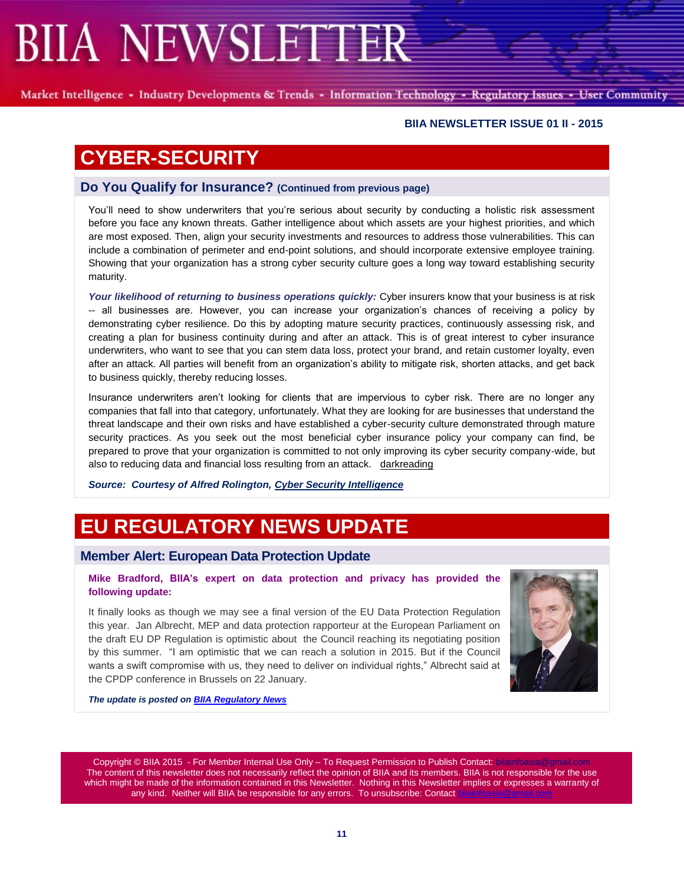# CYBER-SECURITY

## Do You Qualify for Insurance? (Continued from previous page)

You'll need to show underwriters that you're serious about security by conducting a holistic risk assessment before you face any known threats. Gather intelligence about which assets are your highest priorities, and which are most exposed. Then, align your security investments and resources to address those vulnerabilities. This can include a combination of perimeter and end-point solutions, and should incorporate extensive employee training. Showing that your organization has a strong cyber security culture goes a long way toward establishing security maturity.

***Your likelihood of returning to business operations quickly:*** Cyber insurers know that your business is at risk -- all businesses are. However, you can increase your organization's chances of receiving a policy by demonstrating cyber resilience. Do this by adopting mature security practices, continuously assessing risk, and creating a plan for business continuity during and after an attack. This is of great interest to cyber insurance underwriters, who want to see that you can stem data loss, protect your brand, and retain customer loyalty, even after an attack. All parties will benefit from an organization's ability to mitigate risk, shorten attacks, and get back to business quickly, thereby reducing losses.

Insurance underwriters aren't looking for clients that are impervious to cyber risk. There are no longer any companies that fall into that category, unfortunately. What they are looking for are businesses that understand the threat landscape and their own risks and have established a cyber-security culture demonstrated through mature security practices. As you seek out the most beneficial cyber insurance policy your company can find, be prepared to prove that your organization is committed to not only improving its cyber security company-wide, but also to reducing data and financial loss resulting from an attack. darkreading

***Source: Courtesy of Alfred Rolington, Cyber Security Intelligence***

# EU REGULATORY NEWS UPDATE

## Member Alert: European Data Protection Update

**Mike Bradford, BIIA's expert on data protection and privacy has provided the following update:**

It finally looks as though we may see a final version of the EU Data Protection Regulation this year. Jan Albrecht, MEP and data protection rapporteur at the European Parliament on the draft EU DP Regulation is optimistic about the Council reaching its negotiating position by this summer. "I am optimistic that we can reach a solution in 2015. But if the Council wants a swift compromise with us, they need to deliver on individual rights," Albrecht said at the CPDP conference in Brussels on 22 January.

***The update is posted on BIIA Regulatory News***

Copyright © BIIA 2015 - For Member Internal Use Only – To Request Permission to Publish Contact: biiainfoasia@gmail.com
The content of this newsletter does not necessarily reflect the opinion of BIIA and its members. BIIA is not responsible for the use which might be made of the information contained in this Newsletter. Nothing in this Newsletter implies or expresses a warranty of any kind. Neither will BIIA be responsible for any errors. To unsubscribe: Contact biiainfoasia@gmail.com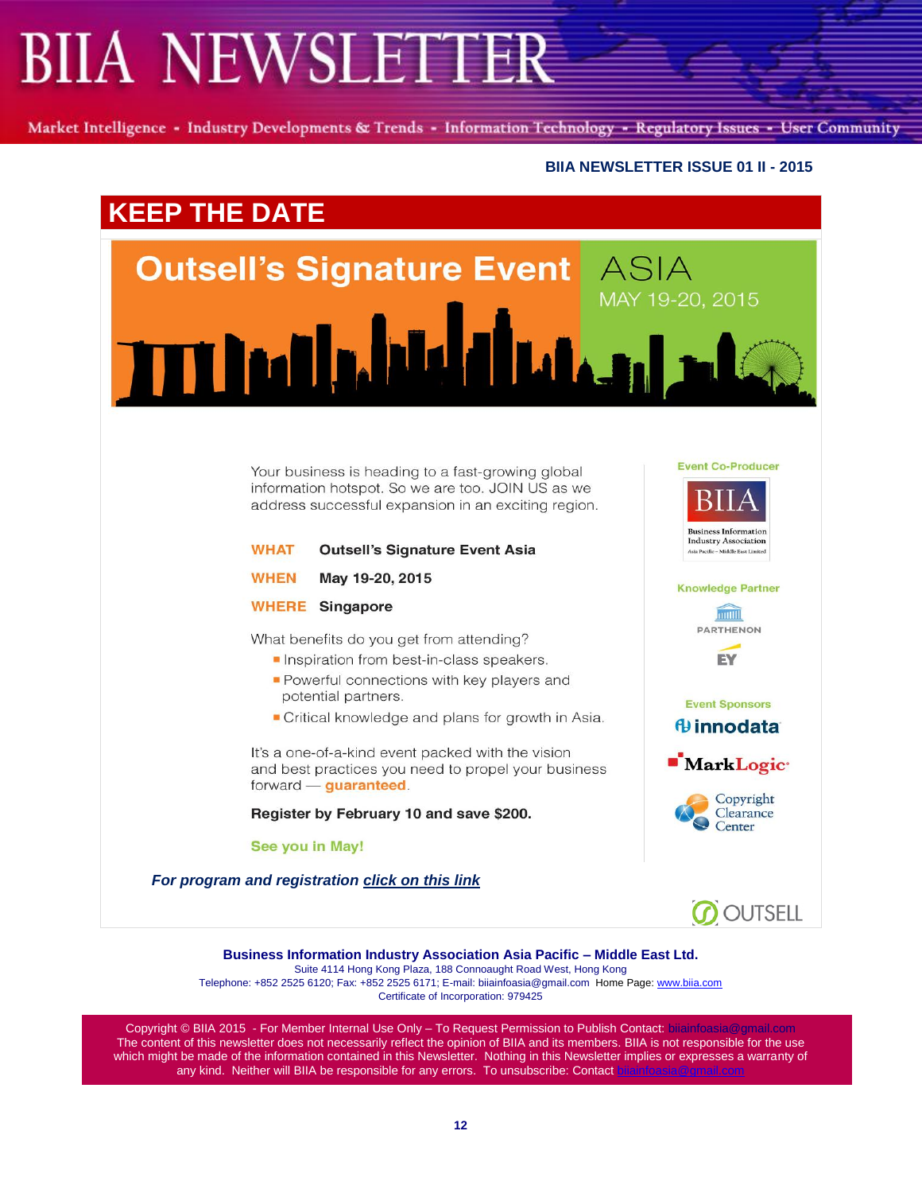**BIIA NEWSLETTER ISSUE 01 II - 2015**

## KEEP THE DATE

# Outsell's Signature Event ASIA

MAY 19-20, 2015

Your business is heading to a fast-growing global information hotspot. So we are too. JOIN US as we address successful expansion in an exciting region.

**WHAT** **Outsell's Signature Event Asia**

**WHEN** **May 19-20, 2015**

**WHERE** **Singapore**

What benefits do you get from attending?

- Inspiration from best-in-class speakers.
- Powerful connections with key players and potential partners.
- Critical knowledge and plans for growth in Asia.

It's a one-of-a-kind event packed with the vision and best practices you need to propel your business forward — **guaranteed**.

**Register by February 10 and save $200.**

**See you in May!**

Event Co-Producer

BIIA Business Information Industry Association Asia Pacific – Middle East Limited

Knowledge Partner

PARTHENON

EY

Event Sponsors

innodata

MarkLogic

Copyright Clearance Center

OUTSELL

***For program and registration click on this link***

**Business Information Industry Association Asia Pacific – Middle East Ltd.**

Suite 4114 Hong Kong Plaza, 188 Connaought Road West, Hong Kong

Telephone: +852 2525 6120; Fax: +852 2525 6171; E-mail: biiainfoasia@gmail.com Home Page: www.biia.com

Certificate of Incorporation: 979425

Copyright © BIIA 2015 - For Member Internal Use Only – To Request Permission to Publish Contact: biiainfoasia@gmail.com
The content of this newsletter does not necessarily reflect the opinion of BIIA and its members. BIIA is not responsible for the use which might be made of the information contained in this Newsletter. Nothing in this Newsletter implies or expresses a warranty of any kind. Neither will BIIA be responsible for any errors. To unsubscribe: Contact biiainfoasia@gmail.com